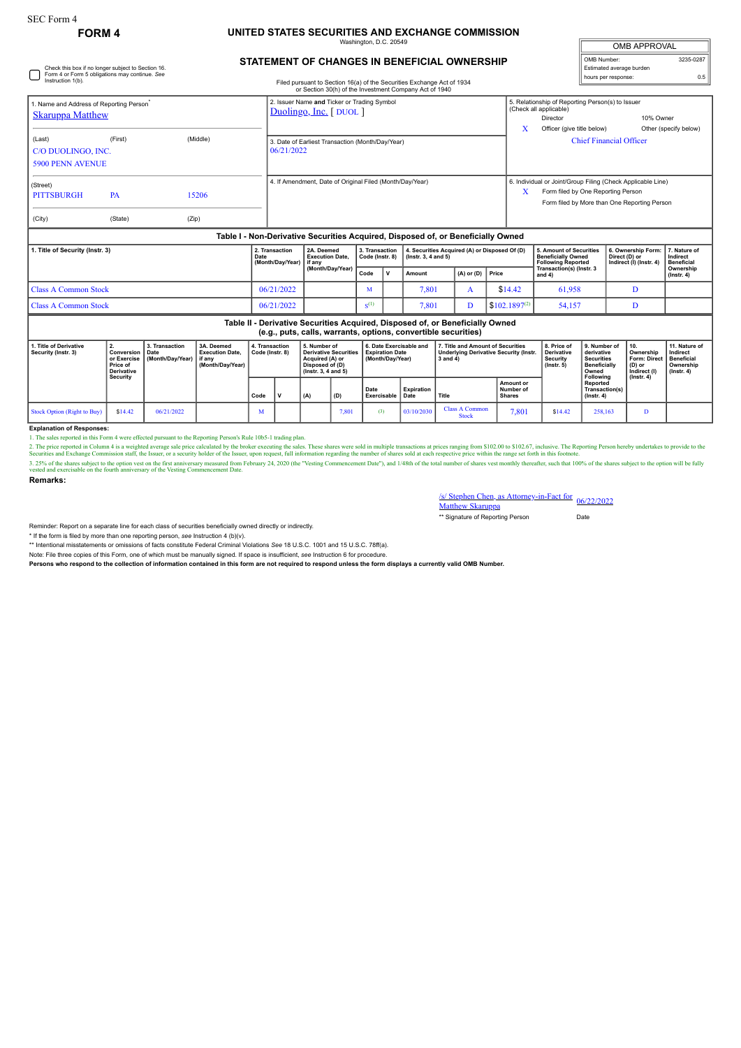SEC Form 4

**FORM 4**

# UNITED STATES SECURITIES AND EXCHANGE COMMISSION

Washington, D.C. 20549

## STATEMENT OF CHANGES IN BENEFICIAL OWNERSHIP

Filed pursuant to Section 16(a) of the Securities Exchange Act of 1934 or Section 30(h) of the Investment Company Act of 1940

| OMB APPROVAL | |
|---|---|
| OMB Number: | 3235-0287 |
| Estimated average burden hours per response: | 0.5 |

☐ Check this box if no longer subject to Section 16. Form 4 or Form 5 obligations may continue. *See* Instruction 1(b).

1. Name and Address of Reporting Person*
Skaruppa Matthew

(Last) (First) (Middle)
C/O DUOLINGO, INC.
5900 PENN AVENUE

(Street)
PITTSBURGH PA 15206

(City) (State) (Zip)

2. Issuer Name **and** Ticker or Trading Symbol
Duolingo, Inc. [ DUOL ]

3. Date of Earliest Transaction (Month/Day/Year)
06/21/2022

4. If Amendment, Date of Original Filed (Month/Day/Year)

5. Relationship of Reporting Person(s) to Issuer (Check all applicable)
Director
10% Owner
X Officer (give title below)
Other (specify below)
Chief Financial Officer

6. Individual or Joint/Group Filing (Check Applicable Line)
X Form filed by One Reporting Person
Form filed by More than One Reporting Person

### Table I - Non-Derivative Securities Acquired, Disposed of, or Beneficially Owned

| 1. Title of Security (Instr. 3) | 2. Transaction Date (Month/Day/Year) | 2A. Deemed Execution Date, if any (Month/Day/Year) | 3. Transaction Code (Instr. 8) | | 4. Securities Acquired (A) or Disposed Of (D) (Instr. 3, 4 and 5) | | | 5. Amount of Securities Beneficially Owned Following Reported Transaction(s) (Instr. 3 and 4) | 6. Ownership Form: Direct (D) or Indirect (I) (Instr. 4) | 7. Nature of Indirect Beneficial Ownership (Instr. 4) |
|---|---|---|---|---|---|---|---|---|---|---|
| | | | Code | V | Amount | (A) or (D) | Price | | | |
| Class A Common Stock | 06/21/2022 | | M | | 7,801 | A | $14.42 | 61,958 | D | |
| Class A Common Stock | 06/21/2022 | | S[1] | | 7,801 | D | $102.1897[2] | 54,157 | D | |

### Table II - Derivative Securities Acquired, Disposed of, or Beneficially Owned (e.g., puts, calls, warrants, options, convertible securities)

| 1. Title of Derivative Security (Instr. 3) | 2. Conversion or Exercise Price of Derivative Security | 3. Transaction Date (Month/Day/Year) | 3A. Deemed Execution Date, if any (Month/Day/Year) | 4. Transaction Code (Instr. 8) | | 5. Number of Derivative Securities Acquired (A) or Disposed of (D) (Instr. 3, 4 and 5) | | 6. Date Exercisable and Expiration Date (Month/Day/Year) | | 7. Title and Amount of Securities Underlying Derivative Security (Instr. 3 and 4) | | 8. Price of Derivative Security (Instr. 5) | 9. Number of derivative Securities Beneficially Owned Following Reported Transaction(s) (Instr. 4) | 10. Ownership Form: Direct (D) or Indirect (I) (Instr. 4) | 11. Nature of Indirect Beneficial Ownership (Instr. 4) |
|---|---|---|---|---|---|---|---|---|---|---|---|---|---|---|---|
| | | | | Code | V | (A) | (D) | Date Exercisable | Expiration Date | Title | Amount or Number of Shares | | | | |
| Stock Option (Right to Buy) | $14.42 | 06/21/2022 | | M | | | 7,801 | (3) | 03/10/2030 | Class A Common Stock | 7,801 | $14.42 | 258,163 | D | |

**Explanation of Responses:**

1. The sales reported in this Form 4 were effected pursuant to the Reporting Person's Rule 10b5-1 trading plan.

2. The price reported in Column 4 is a weighted average sale price calculated by the broker executing the sales. These shares were sold in multiple transactions at prices ranging from $102.00 to $102.67, inclusive. The Reporting Person hereby undertakes to provide to the Securities and Exchange Commission staff, the Issuer, or a security holder of the Issuer, upon request, full information regarding the number of shares sold at each respective price within the range set forth in this footnote.

3. 25% of the shares subject to the option vest on the first anniversary measured from February 24, 2020 (the "Vesting Commencement Date"), and 1/48th of the total number of shares vest monthly thereafter, such that 100% of the shares subject to the option will be fully vested and exercisable on the fourth anniversary of the Vesting Commencement Date.

**Remarks:**

/s/ Stephen Chen, as Attorney-in-Fact for Matthew Skaruppa — 06/22/2022

** Signature of Reporting Person — Date

Reminder: Report on a separate line for each class of securities beneficially owned directly or indirectly.

\* If the form is filed by more than one reporting person, *see* Instruction 4 (b)(v).

\*\* Intentional misstatements or omissions of facts constitute Federal Criminal Violations *See* 18 U.S.C. 1001 and 15 U.S.C. 78ff(a).

Note: File three copies of this Form, one of which must be manually signed. If space is insufficient, *see* Instruction 6 for procedure.

**Persons who respond to the collection of information contained in this form are not required to respond unless the form displays a currently valid OMB Number.**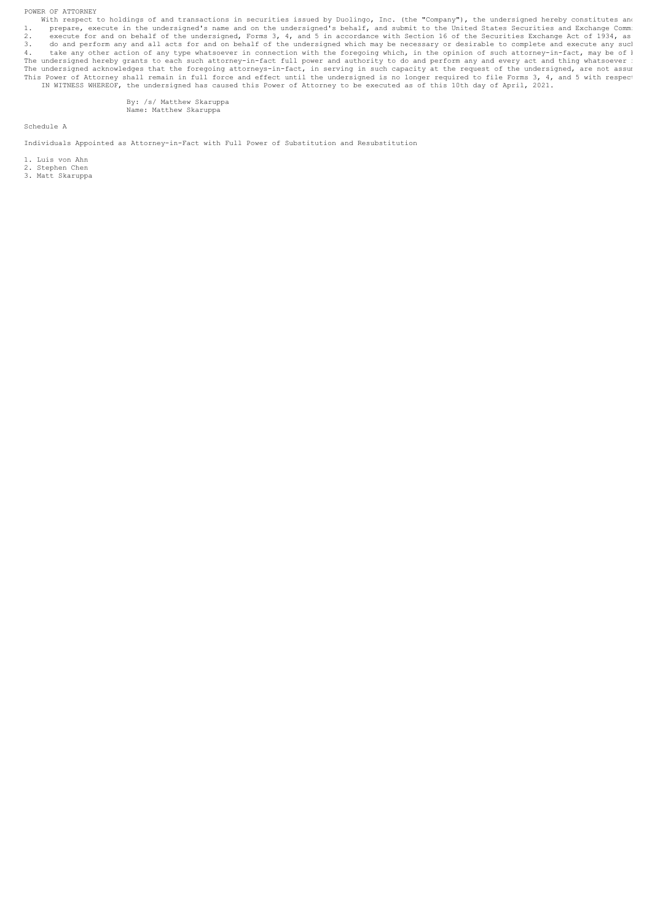POWER OF ATTORNEY

With respect to holdings of and transactions in securities issued by Duolingo, Inc. (the "Company"), the undersigned hereby constitutes and

1. prepare, execute in the undersigned's name and on the undersigned's behalf, and submit to the United States Securities and Exchange Comm
2. execute for and on behalf of the undersigned, Forms 3, 4, and 5 in accordance with Section 16 of the Securities Exchange Act of 1934, as
3. do and perform any and all acts for and on behalf of the undersigned which may be necessary or desirable to complete and execute any such
4. take any other action of any type whatsoever in connection with the foregoing which, in the opinion of such attorney-in-fact, may be of b

The undersigned hereby grants to each such attorney-in-fact full power and authority to do and perform any and every act and thing whatsoever r

The undersigned acknowledges that the foregoing attorneys-in-fact, in serving in such capacity at the request of the undersigned, are not assum

This Power of Attorney shall remain in full force and effect until the undersigned is no longer required to file Forms 3, 4, and 5 with respect

IN WITNESS WHEREOF, the undersigned has caused this Power of Attorney to be executed as of this 10th day of April, 2021.

By: /s/ Matthew Skaruppa
Name: Matthew Skaruppa

Schedule A

Individuals Appointed as Attorney-in-Fact with Full Power of Substitution and Resubstitution

1. Luis von Ahn
2. Stephen Chen
3. Matt Skaruppa